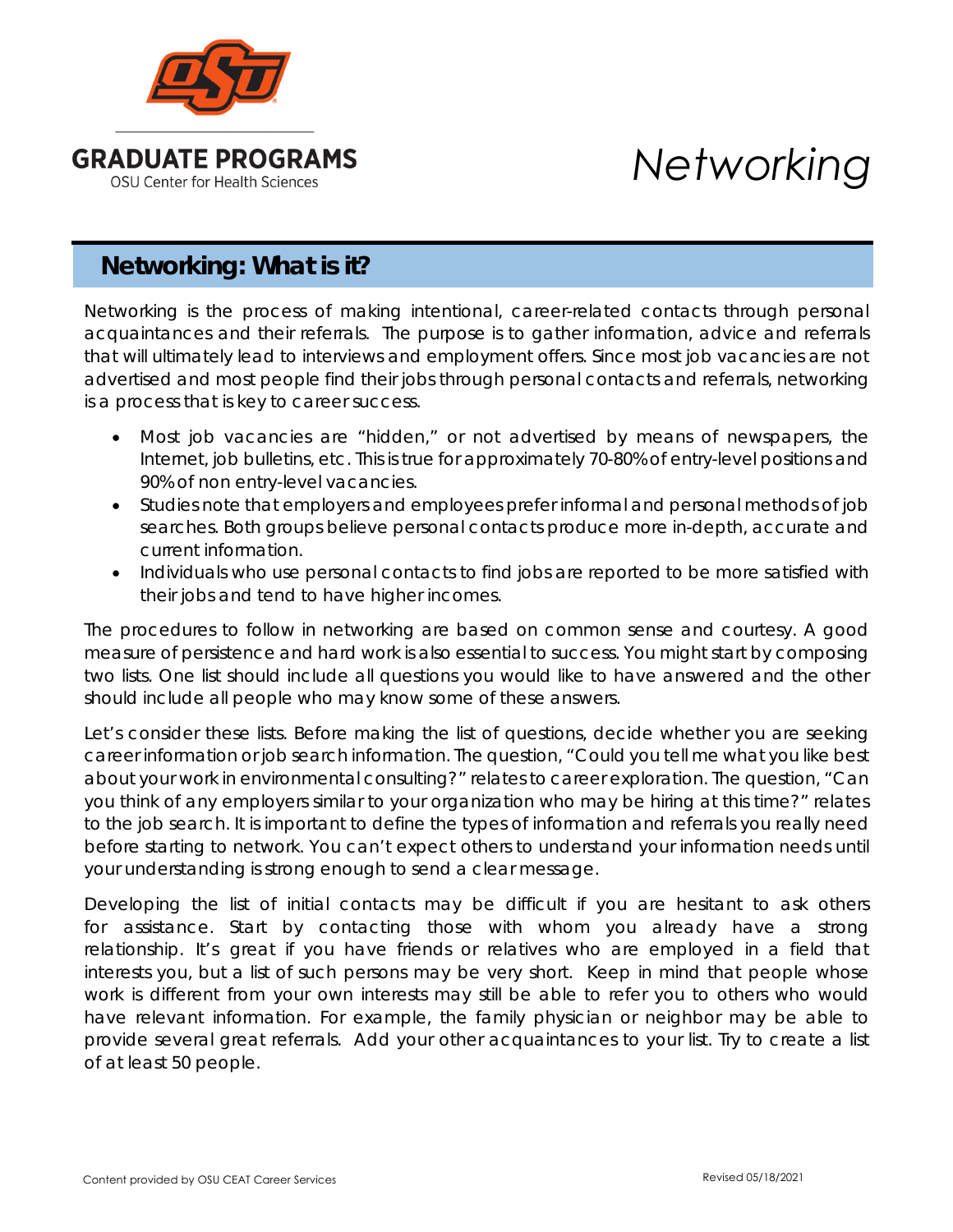# GRADUATE PROGRAMS

OSU Center for Health Sciences

# *Networking*

## Networking: What is it?

Networking is the process of making intentional, career-related contacts through personal acquaintances and their referrals. The purpose is to gather information, advice and referrals that will ultimately lead to interviews and employment offers. Since most job vacancies are not advertised and most people find their jobs through personal contacts and referrals, networking is a process that is key to career success.

- Most job vacancies are "hidden," or not advertised by means of newspapers, the Internet, job bulletins, etc. This is true for approximately 70-80% of entry-level positions and 90% of non entry-level vacancies.
- Studies note that employers and employees prefer informal and personal methods of job searches. Both groups believe personal contacts produce more in-depth, accurate and current information.
- Individuals who use personal contacts to find jobs are reported to be more satisfied with their jobs and tend to have higher incomes.

The procedures to follow in networking are based on common sense and courtesy. A good measure of persistence and hard work is also essential to success. You might start by composing two lists. One list should include all questions you would like to have answered and the other should include all people who may know some of these answers.

Let's consider these lists. Before making the list of questions, decide whether you are seeking career information or job search information. The question, "Could you tell me what you like best about your work in environmental consulting?" relates to career exploration. The question, "Can you think of any employers similar to your organization who may be hiring at this time?" relates to the job search. It is important to define the types of information and referrals you really need before starting to network. You can't expect others to understand your information needs until your understanding is strong enough to send a clear message.

Developing the list of initial contacts may be difficult if you are hesitant to ask others for assistance. Start by contacting those with whom you already have a strong relationship. It's great if you have friends or relatives who are employed in a field that interests you, but a list of such persons may be very short. Keep in mind that people whose work is different from your own interests may still be able to refer you to others who would have relevant information. For example, the family physician or neighbor may be able to provide several great referrals. Add your other acquaintances to your list. Try to create a list of at least 50 people.

Content provided by OSU CEAT Career Services

Revised 05/18/2021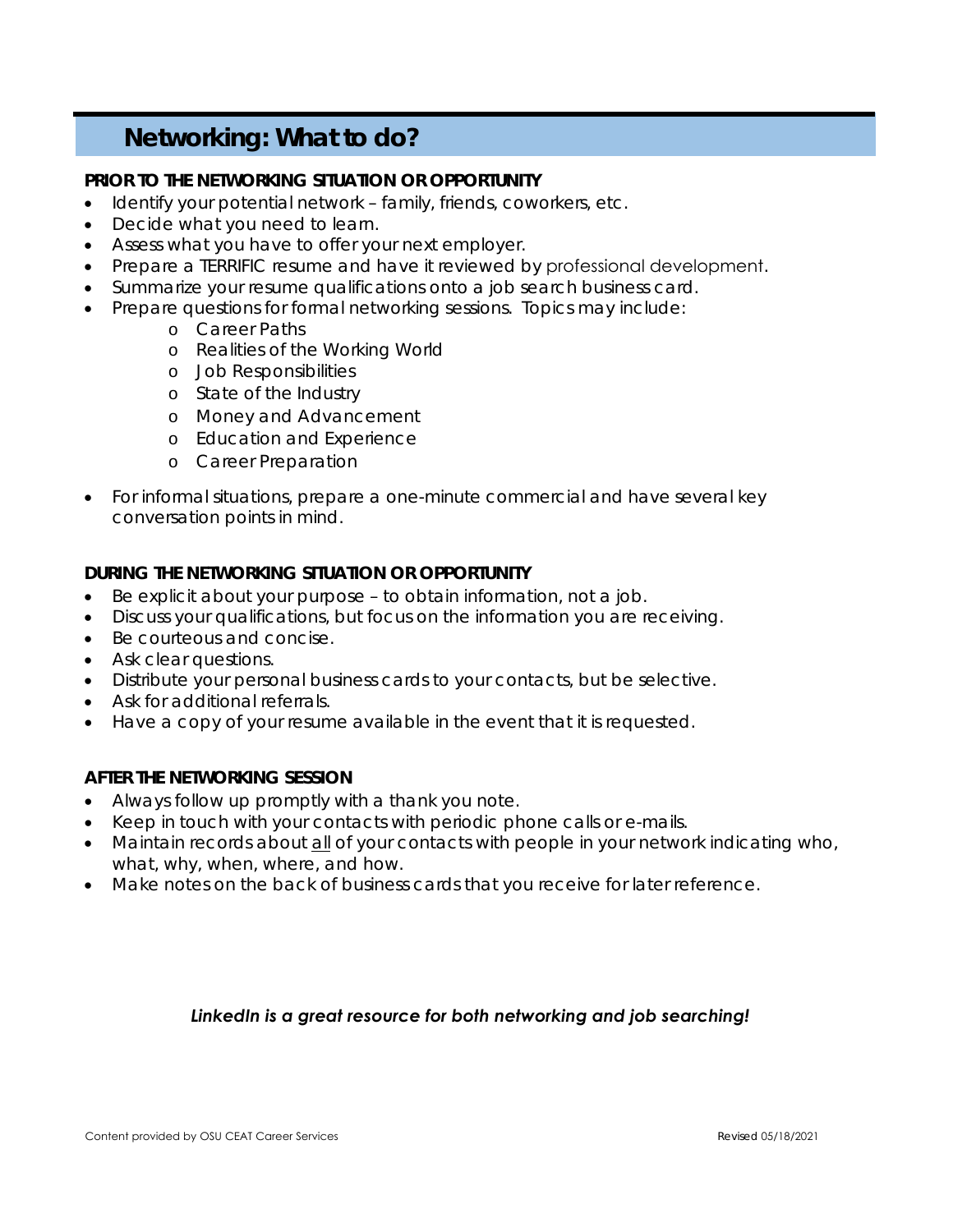# Networking: What to do?

**PRIOR TO THE NETWORKING SITUATION OR OPPORTUNITY**

- Identify your potential network – family, friends, coworkers, etc.
- Decide what you need to learn.
- Assess what you have to offer your next employer.
- Prepare a TERRIFIC resume and have it reviewed by professional development.
- Summarize your resume qualifications onto a job search business card.
- Prepare questions for formal networking sessions. Topics may include:
  - Career Paths
  - Realities of the Working World
  - Job Responsibilities
  - State of the Industry
  - Money and Advancement
  - Education and Experience
  - Career Preparation
- For informal situations, prepare a one-minute commercial and have several key conversation points in mind.

**DURING THE NETWORKING SITUATION OR OPPORTUNITY**

- Be explicit about your purpose – to obtain information, not a job.
- Discuss your qualifications, but focus on the information you are receiving.
- Be courteous and concise.
- Ask clear questions.
- Distribute your personal business cards to your contacts, but be selective.
- Ask for additional referrals.
- Have a copy of your resume available in the event that it is requested.

**AFTER THE NETWORKING SESSION**

- Always follow up promptly with a thank you note.
- Keep in touch with your contacts with periodic phone calls or e-mails.
- Maintain records about <u>all</u> of your contacts with people in your network indicating who, what, why, when, where, and how.
- Make notes on the back of business cards that you receive for later reference.

***LinkedIn is a great resource for both networking and job searching!***

Content provided by OSU CEAT Career Services

Revised 05/18/2021